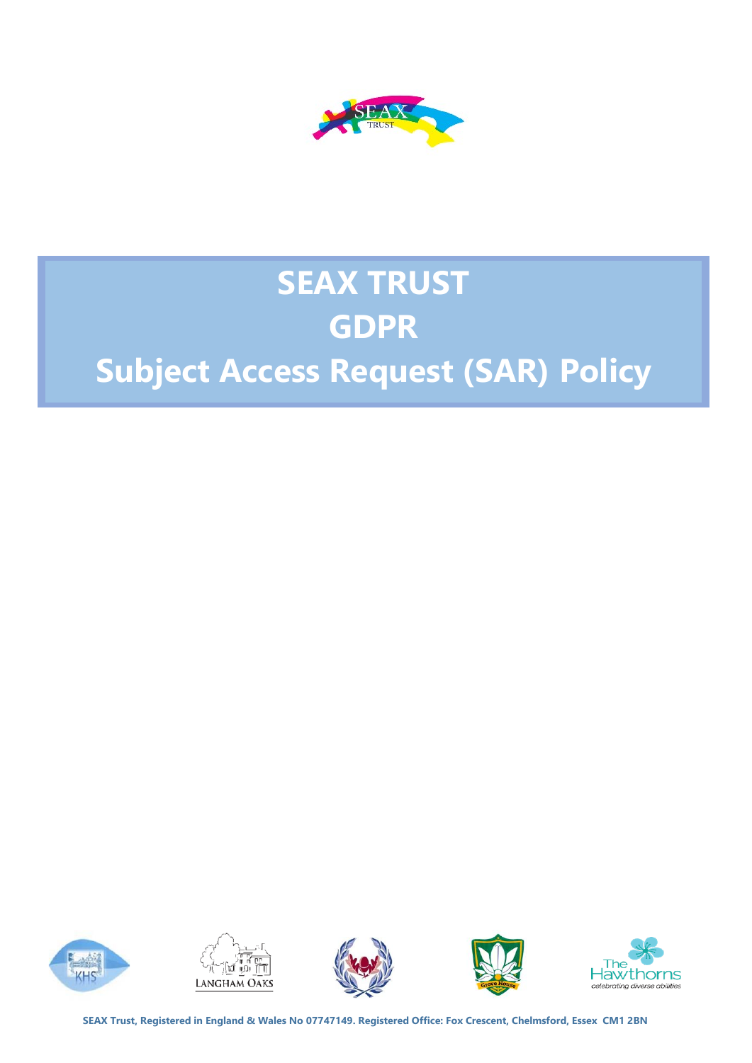# SEAX TRUST
# GDPR
# Subject Access Request (SAR) Policy

SEAX Trust, Registered in England & Wales No 07747149. Registered Office: Fox Crescent, Chelmsford, Essex CM1 2BN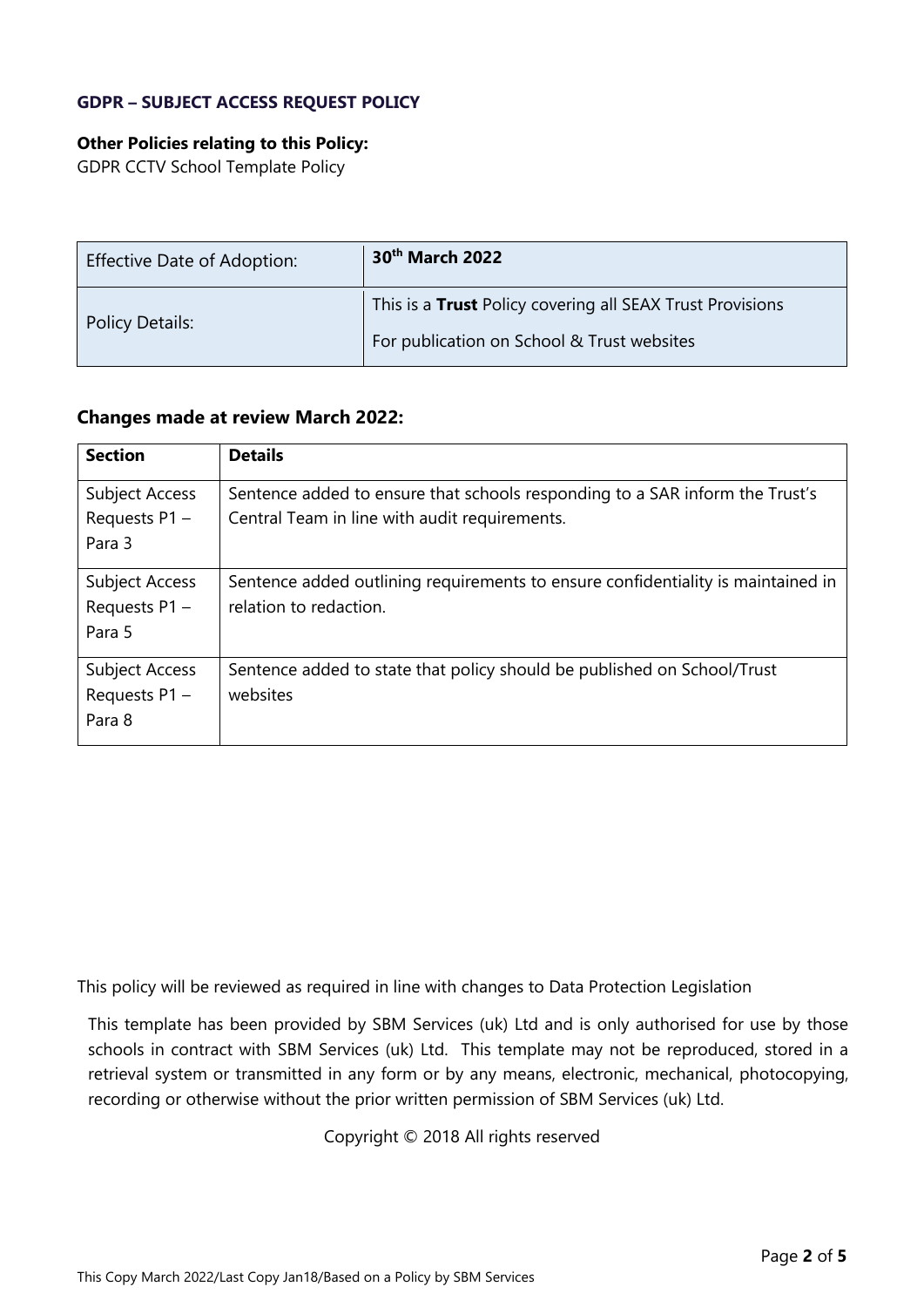**GDPR – SUBJECT ACCESS REQUEST POLICY**

**Other Policies relating to this Policy:**
GDPR CCTV School Template Policy

| Effective Date of Adoption: | **30th March 2022** |
|---|---|
| Policy Details: | This is a **Trust** Policy covering all SEAX Trust Provisions<br>For publication on School & Trust websites |

### Changes made at review March 2022:

| **Section** | **Details** |
|---|---|
| Subject Access Requests P1 – Para 3 | Sentence added to ensure that schools responding to a SAR inform the Trust's Central Team in line with audit requirements. |
| Subject Access Requests P1 – Para 5 | Sentence added outlining requirements to ensure confidentiality is maintained in relation to redaction. |
| Subject Access Requests P1 – Para 8 | Sentence added to state that policy should be published on School/Trust websites |

This policy will be reviewed as required in line with changes to Data Protection Legislation

This template has been provided by SBM Services (uk) Ltd and is only authorised for use by those schools in contract with SBM Services (uk) Ltd. This template may not be reproduced, stored in a retrieval system or transmitted in any form or by any means, electronic, mechanical, photocopying, recording or otherwise without the prior written permission of SBM Services (uk) Ltd.

Copyright © 2018 All rights reserved

This Copy March 2022/Last Copy Jan18/Based on a Policy by SBM Services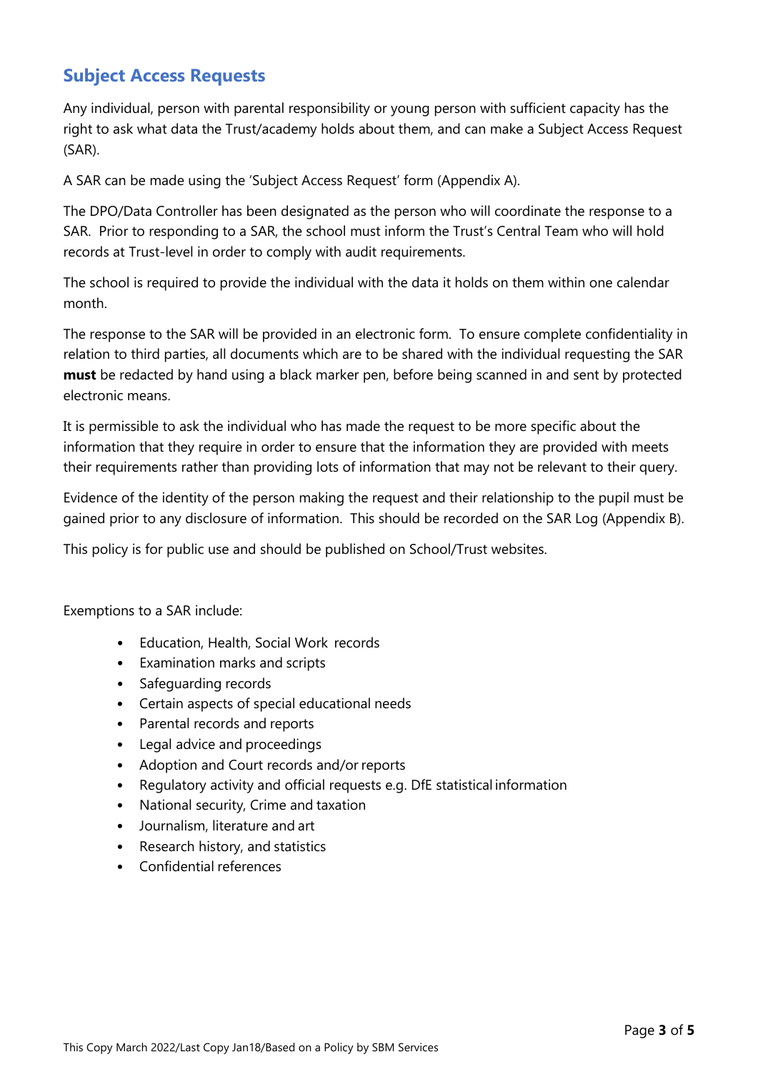## Subject Access Requests

Any individual, person with parental responsibility or young person with sufficient capacity has the right to ask what data the Trust/academy holds about them, and can make a Subject Access Request (SAR).

A SAR can be made using the 'Subject Access Request' form (Appendix A).

The DPO/Data Controller has been designated as the person who will coordinate the response to a SAR. Prior to responding to a SAR, the school must inform the Trust's Central Team who will hold records at Trust-level in order to comply with audit requirements.

The school is required to provide the individual with the data it holds on them within one calendar month.

The response to the SAR will be provided in an electronic form. To ensure complete confidentiality in relation to third parties, all documents which are to be shared with the individual requesting the SAR **must** be redacted by hand using a black marker pen, before being scanned in and sent by protected electronic means.

It is permissible to ask the individual who has made the request to be more specific about the information that they require in order to ensure that the information they are provided with meets their requirements rather than providing lots of information that may not be relevant to their query.

Evidence of the identity of the person making the request and their relationship to the pupil must be gained prior to any disclosure of information. This should be recorded on the SAR Log (Appendix B).

This policy is for public use and should be published on School/Trust websites.

Exemptions to a SAR include:

- Education, Health, Social Work records
- Examination marks and scripts
- Safeguarding records
- Certain aspects of special educational needs
- Parental records and reports
- Legal advice and proceedings
- Adoption and Court records and/or reports
- Regulatory activity and official requests e.g. DfE statistical information
- National security, Crime and taxation
- Journalism, literature and art
- Research history, and statistics
- Confidential references

This Copy March 2022/Last Copy Jan18/Based on a Policy by SBM Services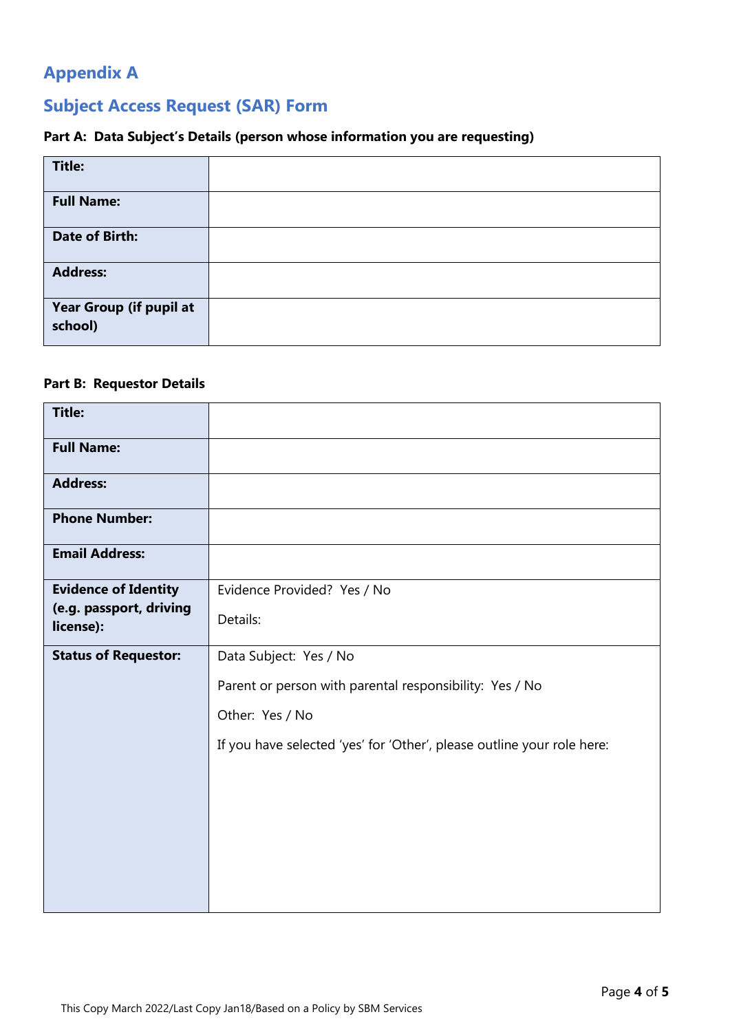## Appendix A

## Subject Access Request (SAR) Form

**Part A: Data Subject's Details (person whose information you are requesting)**

| | |
|---|---|
| **Title:** | |
| **Full Name:** | |
| **Date of Birth:** | |
| **Address:** | |
| **Year Group (if pupil at school)** | |

**Part B: Requestor Details**

| | |
|---|---|
| **Title:** | |
| **Full Name:** | |
| **Address:** | |
| **Phone Number:** | |
| **Email Address:** | |
| **Evidence of Identity (e.g. passport, driving license):** | Evidence Provided? Yes / No<br><br>Details: |
| **Status of Requestor:** | Data Subject: Yes / No<br><br>Parent or person with parental responsibility: Yes / No<br><br>Other: Yes / No<br><br>If you have selected 'yes' for 'Other', please outline your role here: |

This Copy March 2022/Last Copy Jan18/Based on a Policy by SBM Services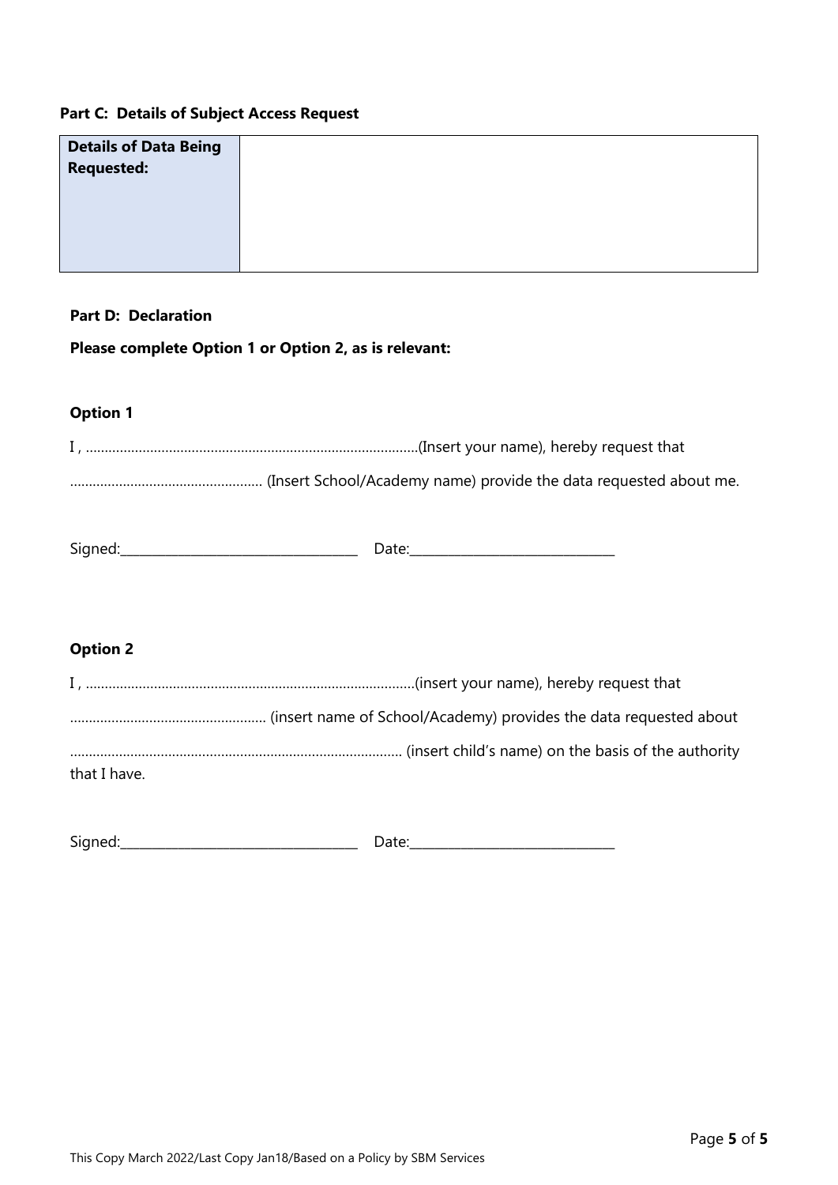**Part C: Details of Subject Access Request**

| | |
|---|---|
| **Details of Data Being Requested:** | |

**Part D: Declaration**

**Please complete Option 1 or Option 2, as is relevant:**

**Option 1**

I , ........................................................................................(Insert your name), hereby request that

.................................................. (Insert School/Academy name) provide the data requested about me.

Signed:\_\_\_\_\_\_\_\_\_\_\_\_\_\_\_\_\_\_\_\_\_\_\_\_\_\_\_\_\_\_\_\_\_\_\_ Date:\_\_\_\_\_\_\_\_\_\_\_\_\_\_\_\_\_\_\_\_\_\_\_\_\_\_\_\_\_\_

**Option 2**

I , .......................................................................................(insert your name), hereby request that

.................................................. (insert name of School/Academy) provides the data requested about

........................................................................................ (insert child's name) on the basis of the authority that I have.

Signed:\_\_\_\_\_\_\_\_\_\_\_\_\_\_\_\_\_\_\_\_\_\_\_\_\_\_\_\_\_\_\_\_\_\_\_ Date:\_\_\_\_\_\_\_\_\_\_\_\_\_\_\_\_\_\_\_\_\_\_\_\_\_\_\_\_\_\_

This Copy March 2022/Last Copy Jan18/Based on a Policy by SBM Services